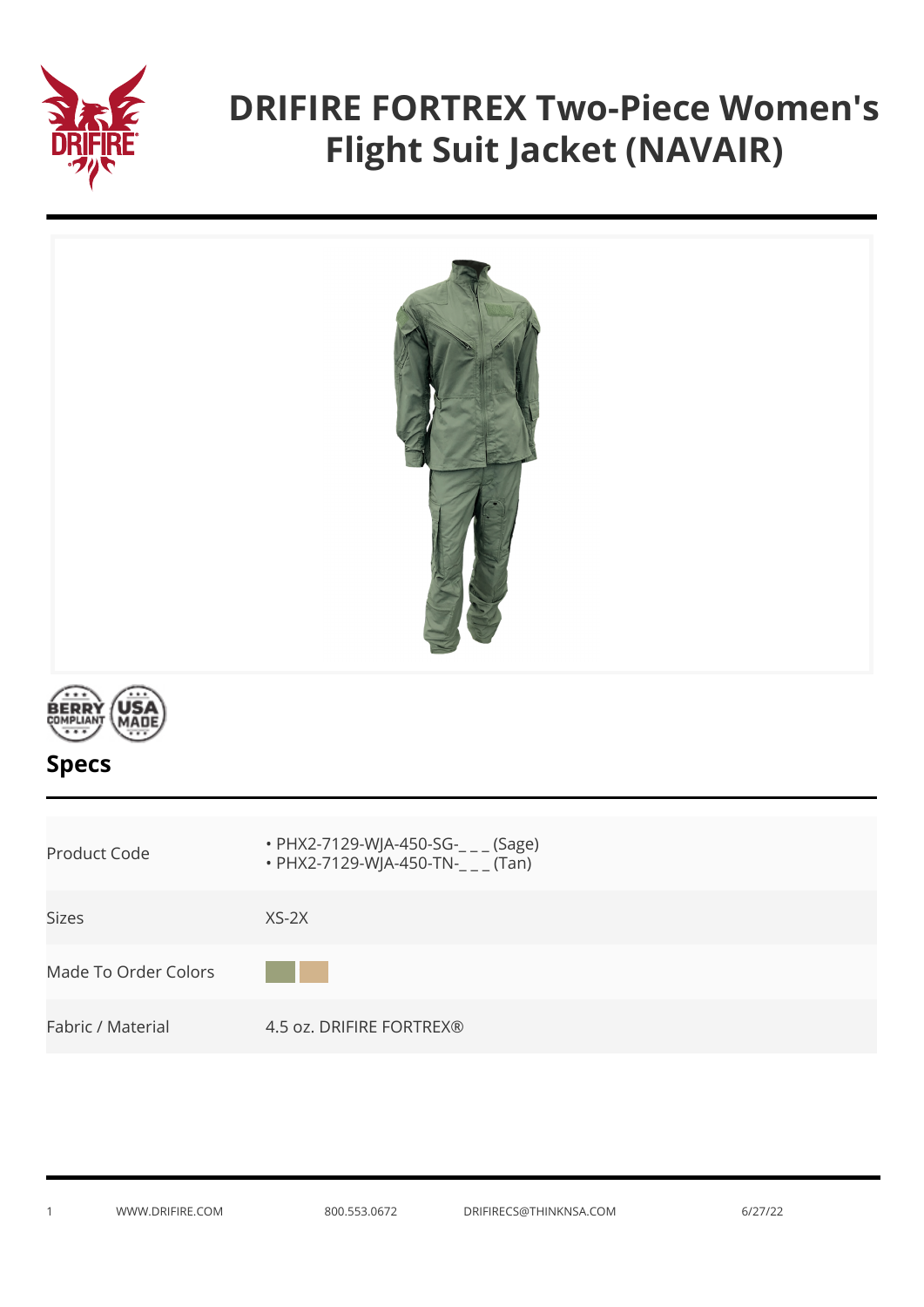# DRIFIRE FORTREX Two-Piece Women's Flight Suit Jacket (NAVAIR)

## Specs

| | |
|---|---|
| Product Code | • PHX2-7129-WJA-450-SG-_ _ _ (Sage)<br>• PHX2-7129-WJA-450-TN-_ _ _ (Tan) |
| Sizes | XS-2X |
| Made To Order Colors | |
| Fabric / Material | 4.5 oz. DRIFIRE FORTREX® |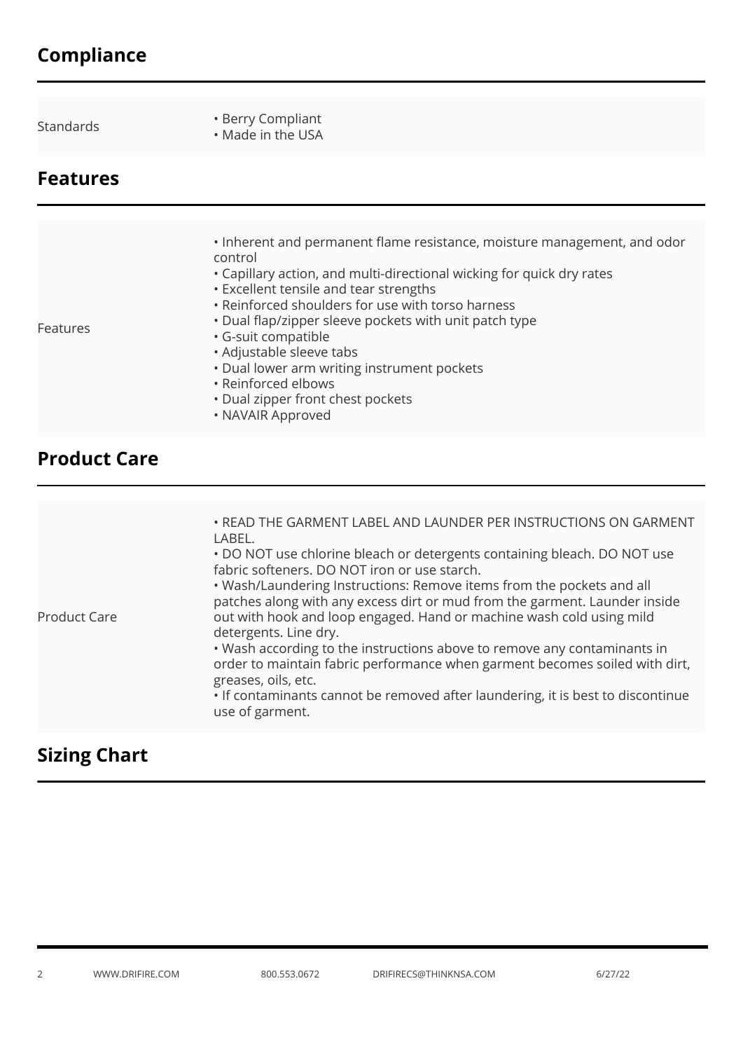## Compliance

| Standards | • Berry Compliant<br>• Made in the USA |
|---|---|

## Features

| Features | • Inherent and permanent flame resistance, moisture management, and odor control<br>• Capillary action, and multi-directional wicking for quick dry rates<br>• Excellent tensile and tear strengths<br>• Reinforced shoulders for use with torso harness<br>• Dual flap/zipper sleeve pockets with unit patch type<br>• G-suit compatible<br>• Adjustable sleeve tabs<br>• Dual lower arm writing instrument pockets<br>• Reinforced elbows<br>• Dual zipper front chest pockets<br>• NAVAIR Approved |
|---|---|

## Product Care

| Product Care | • READ THE GARMENT LABEL AND LAUNDER PER INSTRUCTIONS ON GARMENT LABEL.<br>• DO NOT use chlorine bleach or detergents containing bleach. DO NOT use fabric softeners. DO NOT iron or use starch.<br>• Wash/Laundering Instructions: Remove items from the pockets and all patches along with any excess dirt or mud from the garment. Launder inside out with hook and loop engaged. Hand or machine wash cold using mild detergents. Line dry.<br>• Wash according to the instructions above to remove any contaminants in order to maintain fabric performance when garment becomes soiled with dirt, greases, oils, etc.<br>• If contaminants cannot be removed after laundering, it is best to discontinue use of garment. |
|---|---|

## Sizing Chart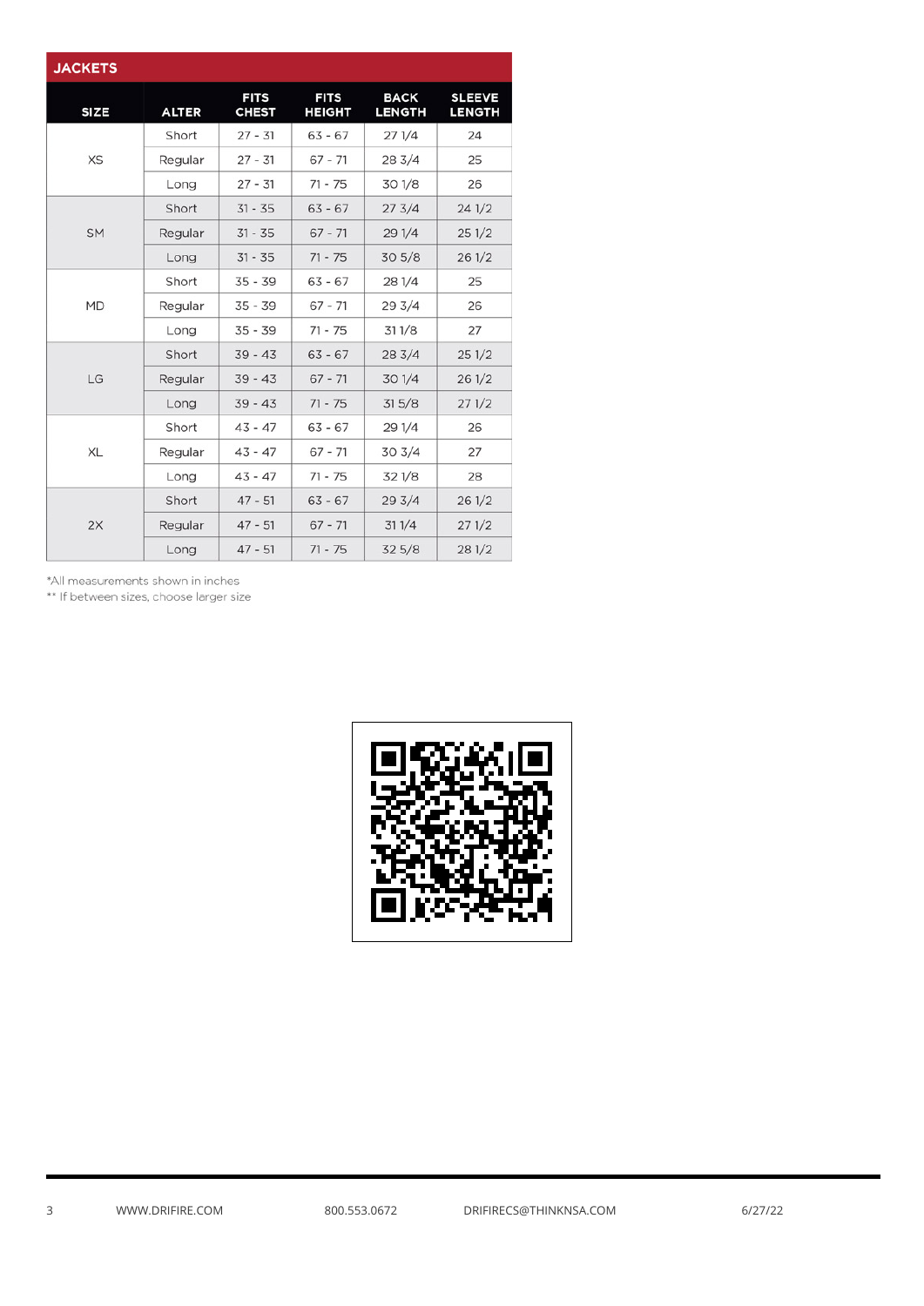## JACKETS

| SIZE | ALTER | FITS CHEST | FITS HEIGHT | BACK LENGTH | SLEEVE LENGTH |
|---|---|---|---|---|---|
| XS | Short | 27 - 31 | 63 - 67 | 27 1/4 | 24 |
| | Regular | 27 - 31 | 67 - 71 | 28 3/4 | 25 |
| | Long | 27 - 31 | 71 - 75 | 30 1/8 | 26 |
| SM | Short | 31 - 35 | 63 - 67 | 27 3/4 | 24 1/2 |
| | Regular | 31 - 35 | 67 - 71 | 29 1/4 | 25 1/2 |
| | Long | 31 - 35 | 71 - 75 | 30 5/8 | 26 1/2 |
| MD | Short | 35 - 39 | 63 - 67 | 28 1/4 | 25 |
| | Regular | 35 - 39 | 67 - 71 | 29 3/4 | 26 |
| | Long | 35 - 39 | 71 - 75 | 31 1/8 | 27 |
| LG | Short | 39 - 43 | 63 - 67 | 28 3/4 | 25 1/2 |
| | Regular | 39 - 43 | 67 - 71 | 30 1/4 | 26 1/2 |
| | Long | 39 - 43 | 71 - 75 | 31 5/8 | 27 1/2 |
| XL | Short | 43 - 47 | 63 - 67 | 29 1/4 | 26 |
| | Regular | 43 - 47 | 67 - 71 | 30 3/4 | 27 |
| | Long | 43 - 47 | 71 - 75 | 32 1/8 | 28 |
| 2X | Short | 47 - 51 | 63 - 67 | 29 3/4 | 26 1/2 |
| | Regular | 47 - 51 | 67 - 71 | 31 1/4 | 27 1/2 |
| | Long | 47 - 51 | 71 - 75 | 32 5/8 | 28 1/2 |

*All measurements shown in inches

** If between sizes, choose larger size

WWW.DRIFIRE.COM 800.553.0672 DRIFIRECS@THINKNSA.COM 6/27/22